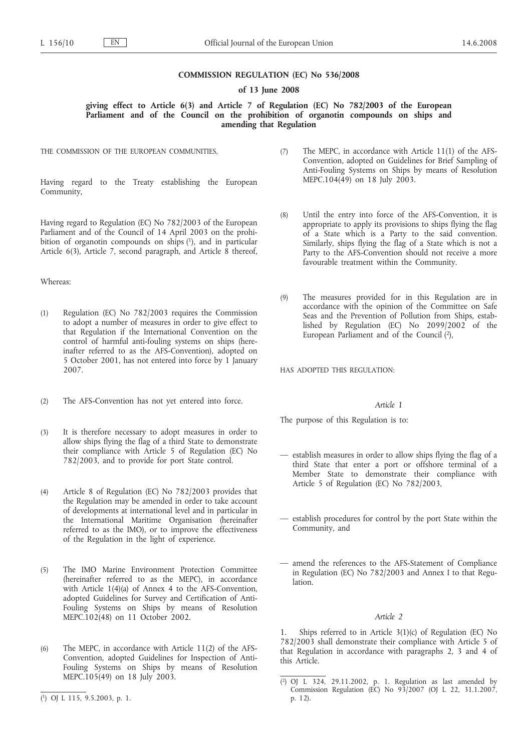# COMMISSION REGULATION (EC) No 536/2008

## of 13 June 2008

### giving effect to Article 6(3) and Article 7 of Regulation (EC) No 782/2003 of the European Parliament and of the Council on the prohibition of organotin compounds on ships and amending that Regulation

THE COMMISSION OF THE EUROPEAN COMMUNITIES,

Having regard to the Treaty establishing the European Community,

Having regard to Regulation (EC) No 782/2003 of the European Parliament and of the Council of 14 April 2003 on the prohibition of organotin compounds on ships [1], and in particular Article 6(3), Article 7, second paragraph, and Article 8 thereof,

Whereas:

(1) Regulation (EC) No 782/2003 requires the Commission to adopt a number of measures in order to give effect to that Regulation if the International Convention on the control of harmful anti-fouling systems on ships (hereinafter referred to as the AFS-Convention), adopted on 5 October 2001, has not entered into force by 1 January 2007.

(2) The AFS-Convention has not yet entered into force.

(3) It is therefore necessary to adopt measures in order to allow ships flying the flag of a third State to demonstrate their compliance with Article 5 of Regulation (EC) No 782/2003, and to provide for port State control.

(4) Article 8 of Regulation (EC) No 782/2003 provides that the Regulation may be amended in order to take account of developments at international level and in particular in the International Maritime Organisation (hereinafter referred to as the IMO), or to improve the effectiveness of the Regulation in the light of experience.

(5) The IMO Marine Environment Protection Committee (hereinafter referred to as the MEPC), in accordance with Article 1(4)(a) of Annex 4 to the AFS-Convention, adopted Guidelines for Survey and Certification of Anti-Fouling Systems on Ships by means of Resolution MEPC.102(48) on 11 October 2002.

(6) The MEPC, in accordance with Article 11(2) of the AFS-Convention, adopted Guidelines for Inspection of Anti-Fouling Systems on Ships by means of Resolution MEPC.105(49) on 18 July 2003.

(7) The MEPC, in accordance with Article 11(1) of the AFS-Convention, adopted on Guidelines for Brief Sampling of Anti-Fouling Systems on Ships by means of Resolution MEPC.104(49) on 18 July 2003.

(8) Until the entry into force of the AFS-Convention, it is appropriate to apply its provisions to ships flying the flag of a State which is a Party to the said convention. Similarly, ships flying the flag of a State which is not a Party to the AFS-Convention should not receive a more favourable treatment within the Community.

(9) The measures provided for in this Regulation are in accordance with the opinion of the Committee on Safe Seas and the Prevention of Pollution from Ships, established by Regulation (EC) No 2099/2002 of the European Parliament and of the Council [2],

HAS ADOPTED THIS REGULATION:

*Article 1*

The purpose of this Regulation is to:

— establish measures in order to allow ships flying the flag of a third State that enter a port or offshore terminal of a Member State to demonstrate their compliance with Article 5 of Regulation (EC) No 782/2003,

— establish procedures for control by the port State within the Community, and

— amend the references to the AFS-Statement of Compliance in Regulation (EC) No 782/2003 and Annex I to that Regulation.

*Article 2*

1. Ships referred to in Article 3(1)(c) of Regulation (EC) No 782/2003 shall demonstrate their compliance with Article 5 of that Regulation in accordance with paragraphs 2, 3 and 4 of this Article.

---

[1] OJ L 115, 9.5.2003, p. 1.

[2] OJ L 324, 29.11.2002, p. 1. Regulation as last amended by Commission Regulation (EC) No 93/2007 (OJ L 22, 31.1.2007, p. 12).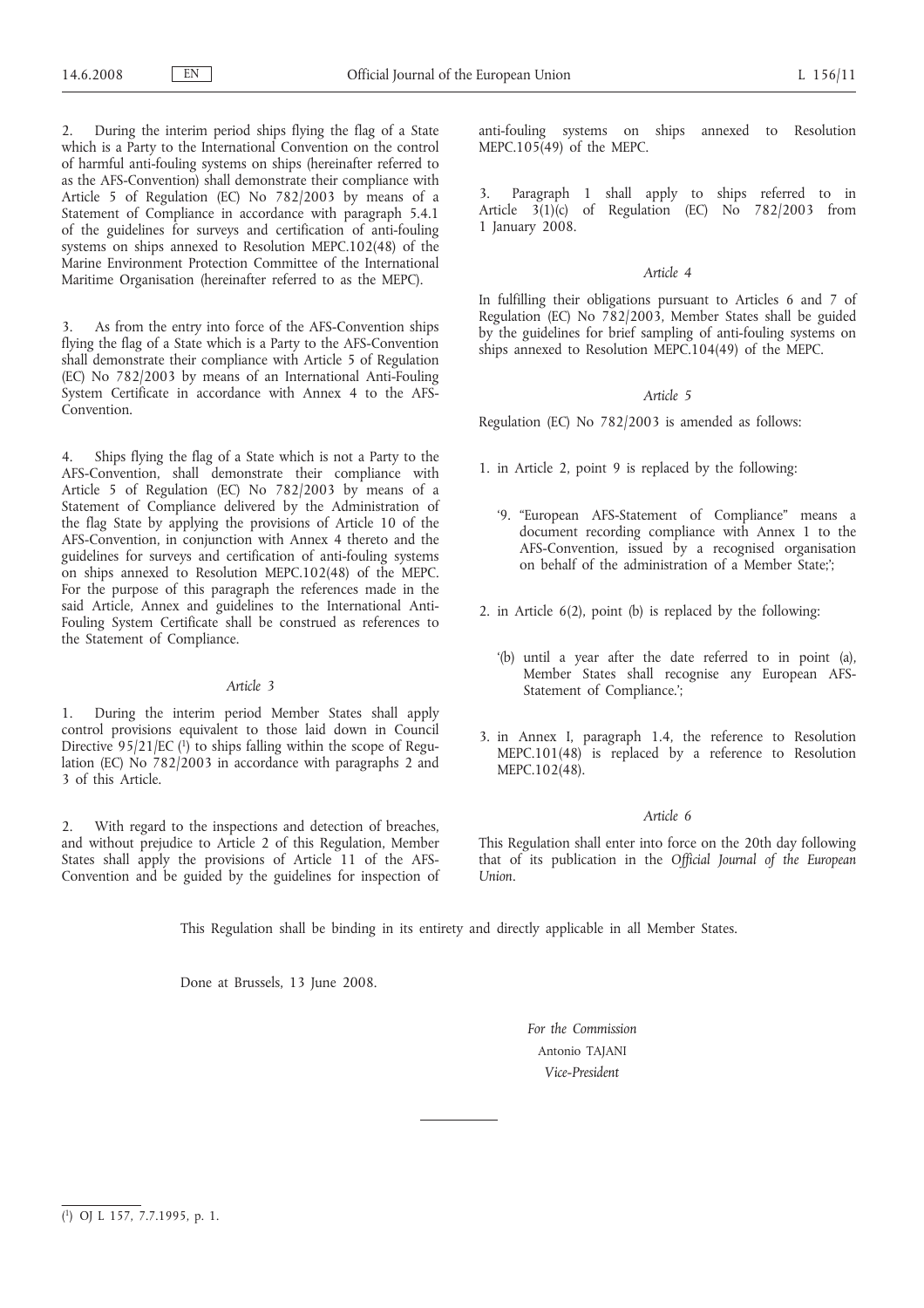2. During the interim period ships flying the flag of a State which is a Party to the International Convention on the control of harmful anti-fouling systems on ships (hereinafter referred to as the AFS-Convention) shall demonstrate their compliance with Article 5 of Regulation (EC) No 782/2003 by means of a Statement of Compliance in accordance with paragraph 5.4.1 of the guidelines for surveys and certification of anti-fouling systems on ships annexed to Resolution MEPC.102(48) of the Marine Environment Protection Committee of the International Maritime Organisation (hereinafter referred to as the MEPC).

3. As from the entry into force of the AFS-Convention ships flying the flag of a State which is a Party to the AFS-Convention shall demonstrate their compliance with Article 5 of Regulation (EC) No 782/2003 by means of an International Anti-Fouling System Certificate in accordance with Annex 4 to the AFS-Convention.

4. Ships flying the flag of a State which is not a Party to the AFS-Convention, shall demonstrate their compliance with Article 5 of Regulation (EC) No 782/2003 by means of a Statement of Compliance delivered by the Administration of the flag State by applying the provisions of Article 10 of the AFS-Convention, in conjunction with Annex 4 thereto and the guidelines for surveys and certification of anti-fouling systems on ships annexed to Resolution MEPC.102(48) of the MEPC. For the purpose of this paragraph the references made in the said Article, Annex and guidelines to the International Anti-Fouling System Certificate shall be construed as references to the Statement of Compliance.

*Article 3*

1. During the interim period Member States shall apply control provisions equivalent to those laid down in Council Directive 95/21/EC [1] to ships falling within the scope of Regulation (EC) No 782/2003 in accordance with paragraphs 2 and 3 of this Article.

2. With regard to the inspections and detection of breaches, and without prejudice to Article 2 of this Regulation, Member States shall apply the provisions of Article 11 of the AFS-Convention and be guided by the guidelines for inspection of anti-fouling systems on ships annexed to Resolution MEPC.105(49) of the MEPC.

3. Paragraph 1 shall apply to ships referred to in Article 3(1)(c) of Regulation (EC) No 782/2003 from 1 January 2008.

*Article 4*

In fulfilling their obligations pursuant to Articles 6 and 7 of Regulation (EC) No 782/2003, Member States shall be guided by the guidelines for brief sampling of anti-fouling systems on ships annexed to Resolution MEPC.104(49) of the MEPC.

*Article 5*

Regulation (EC) No 782/2003 is amended as follows:

1. in Article 2, point 9 is replaced by the following:

   '9. "European AFS-Statement of Compliance" means a document recording compliance with Annex 1 to the AFS-Convention, issued by a recognised organisation on behalf of the administration of a Member State;';

2. in Article 6(2), point (b) is replaced by the following:

   '(b) until a year after the date referred to in point (a), Member States shall recognise any European AFS-Statement of Compliance.';

3. in Annex I, paragraph 1.4, the reference to Resolution MEPC.101(48) is replaced by a reference to Resolution MEPC.102(48).

*Article 6*

This Regulation shall enter into force on the 20th day following that of its publication in the *Official Journal of the European Union*.

This Regulation shall be binding in its entirety and directly applicable in all Member States.

Done at Brussels, 13 June 2008.

*For the Commission*
Antonio TAJANI
*Vice-President*

---

[1] OJ L 157, 7.7.1995, p. 1.